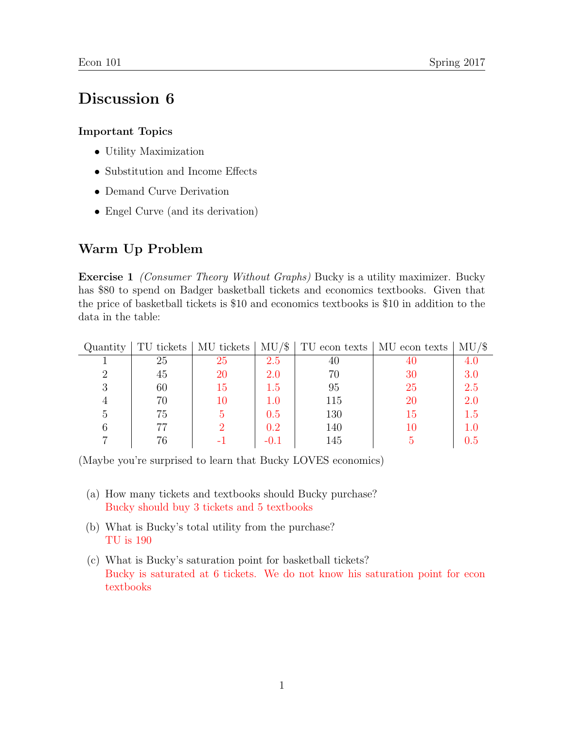# Discussion 6

**Important Topics**

- Utility Maximization
- Substitution and Income Effects
- Demand Curve Derivation
- Engel Curve (and its derivation)

## Warm Up Problem

**Exercise 1** *(Consumer Theory Without Graphs)* Bucky is a utility maximizer. Bucky has $80 to spend on Badger basketball tickets and economics textbooks. Given that the price of basketball tickets is $10 and economics textbooks is $10 in addition to the data in the table:

| Quantity | TU tickets | MU tickets | MU/$ | TU econ texts | MU econ texts | MU/$ |
|---|---|---|---|---|---|---|
| 1 | 25 | 25 | 2.5 | 40 | 40 | 4.0 |
| 2 | 45 | 20 | 2.0 | 70 | 30 | 3.0 |
| 3 | 60 | 15 | 1.5 | 95 | 25 | 2.5 |
| 4 | 70 | 10 | 1.0 | 115 | 20 | 2.0 |
| 5 | 75 | 5 | 0.5 | 130 | 15 | 1.5 |
| 6 | 77 | 2 | 0.2 | 140 | 10 | 1.0 |
| 7 | 76 | -1 | -0.1 | 145 | 5 | 0.5 |

(Maybe you're surprised to learn that Bucky LOVES economics)

(a) How many tickets and textbooks should Bucky purchase?
Bucky should buy 3 tickets and 5 textbooks

(b) What is Bucky's total utility from the purchase?
TU is 190

(c) What is Bucky's saturation point for basketball tickets?
Bucky is saturated at 6 tickets. We do not know his saturation point for econ textbooks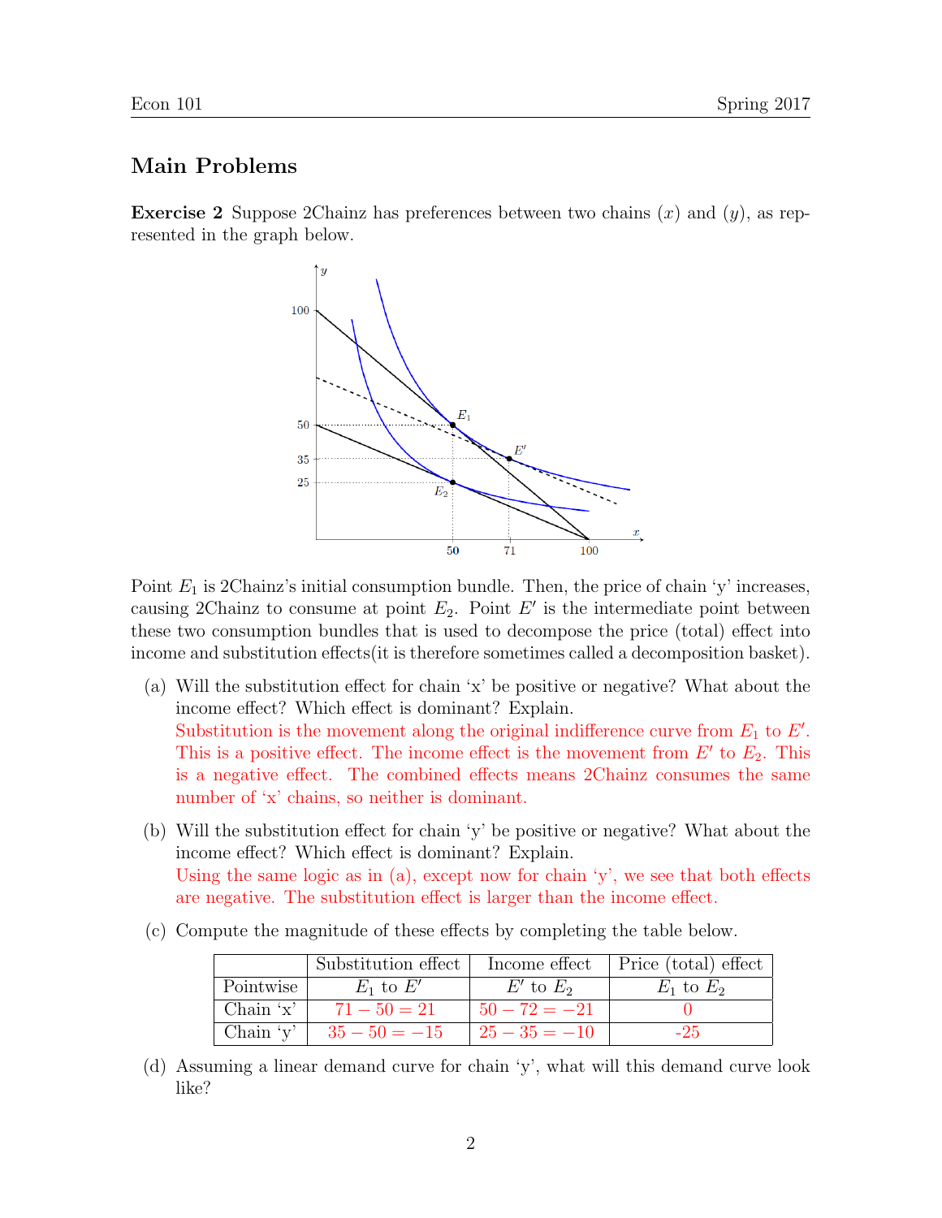## Main Problems

**Exercise 2** Suppose 2Chainz has preferences between two chains ($x$) and ($y$), as represented in the graph below.

Point $E_1$ is 2Chainz's initial consumption bundle. Then, the price of chain 'y' increases, causing 2Chainz to consume at point $E_2$. Point $E'$ is the intermediate point between these two consumption bundles that is used to decompose the price (total) effect into income and substitution effects(it is therefore sometimes called a decomposition basket).

(a) Will the substitution effect for chain 'x' be positive or negative? What about the income effect? Which effect is dominant? Explain.

Substitution is the movement along the original indifference curve from $E_1$ to $E'$. This is a positive effect. The income effect is the movement from $E'$ to $E_2$. This is a negative effect. The combined effects means 2Chainz consumes the same number of 'x' chains, so neither is dominant.

(b) Will the substitution effect for chain 'y' be positive or negative? What about the income effect? Which effect is dominant? Explain.

Using the same logic as in (a), except now for chain 'y', we see that both effects are negative. The substitution effect is larger than the income effect.

(c) Compute the magnitude of these effects by completing the table below.

| | Substitution effect | Income effect | Price (total) effect |
|---|---|---|---|
| Pointwise | $E_1$ to $E'$ | $E'$ to $E_2$ | $E_1$ to $E_2$ |
| Chain 'x' | $71 - 50 = 21$ | $50 - 72 = -21$ | 0 |
| Chain 'y' | $35 - 50 = -15$ | $25 - 35 = -10$ | -25 |

(d) Assuming a linear demand curve for chain 'y', what will this demand curve look like?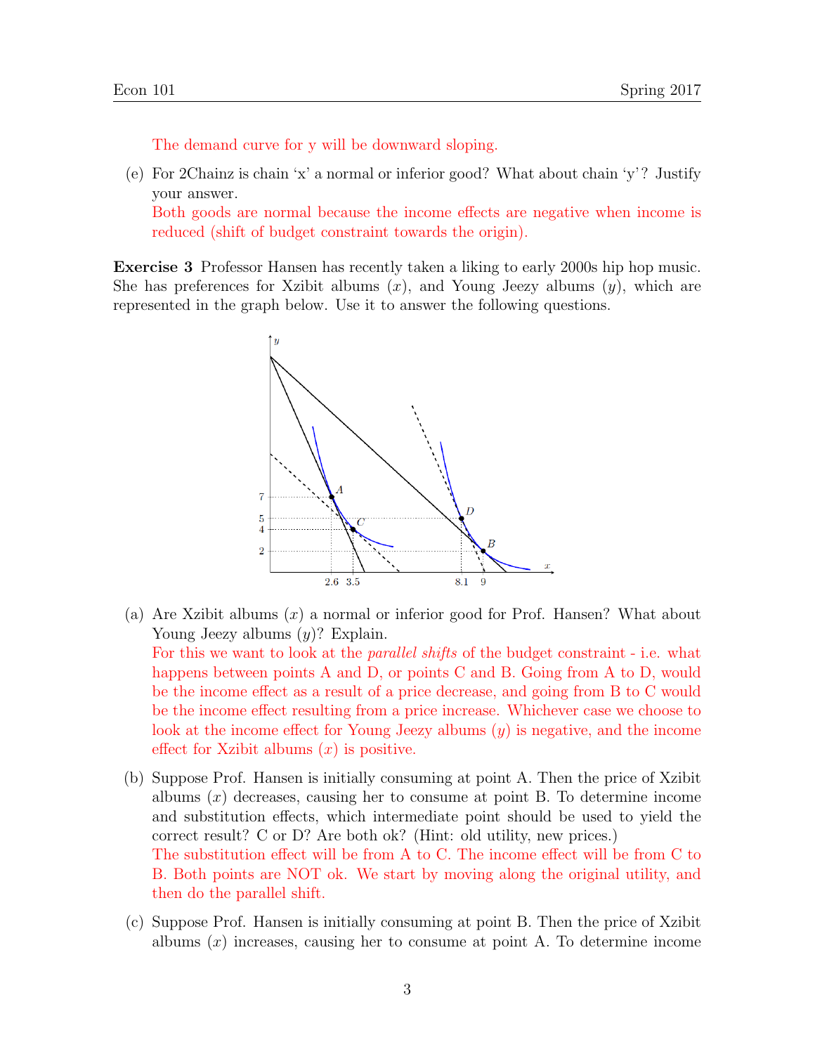The demand curve for y will be downward sloping.

(e) For 2Chainz is chain 'x' a normal or inferior good? What about chain 'y'? Justify your answer.
Both goods are normal because the income effects are negative when income is reduced (shift of budget constraint towards the origin).

**Exercise 3** Professor Hansen has recently taken a liking to early 2000s hip hop music. She has preferences for Xzibit albums ($x$), and Young Jeezy albums ($y$), which are represented in the graph below. Use it to answer the following questions.

(a) Are Xzibit albums ($x$) a normal or inferior good for Prof. Hansen? What about Young Jeezy albums ($y$)? Explain.
For this we want to look at the *parallel shifts* of the budget constraint - i.e. what happens between points A and D, or points C and B. Going from A to D, would be the income effect as a result of a price decrease, and going from B to C would be the income effect resulting from a price increase. Whichever case we choose to look at the income effect for Young Jeezy albums ($y$) is negative, and the income effect for Xzibit albums ($x$) is positive.

(b) Suppose Prof. Hansen is initially consuming at point A. Then the price of Xzibit albums ($x$) decreases, causing her to consume at point B. To determine income and substitution effects, which intermediate point should be used to yield the correct result? C or D? Are both ok? (Hint: old utility, new prices.)
The substitution effect will be from A to C. The income effect will be from C to B. Both points are NOT ok. We start by moving along the original utility, and then do the parallel shift.

(c) Suppose Prof. Hansen is initially consuming at point B. Then the price of Xzibit albums ($x$) increases, causing her to consume at point A. To determine income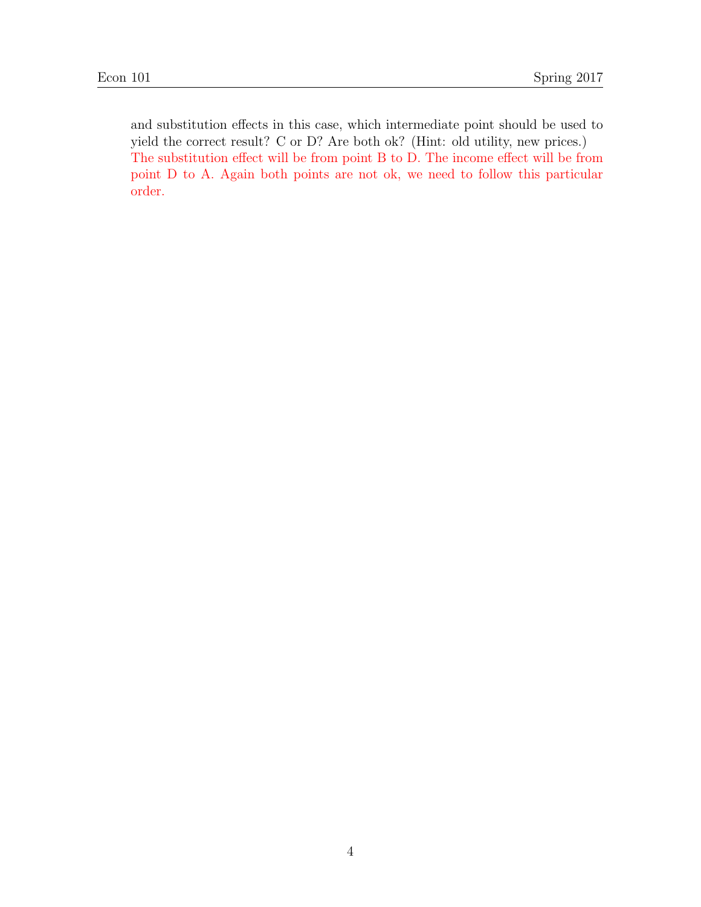and substitution effects in this case, which intermediate point should be used to yield the correct result? C or D? Are both ok? (Hint: old utility, new prices.)

The substitution effect will be from point B to D. The income effect will be from point D to A. Again both points are not ok, we need to follow this particular order.